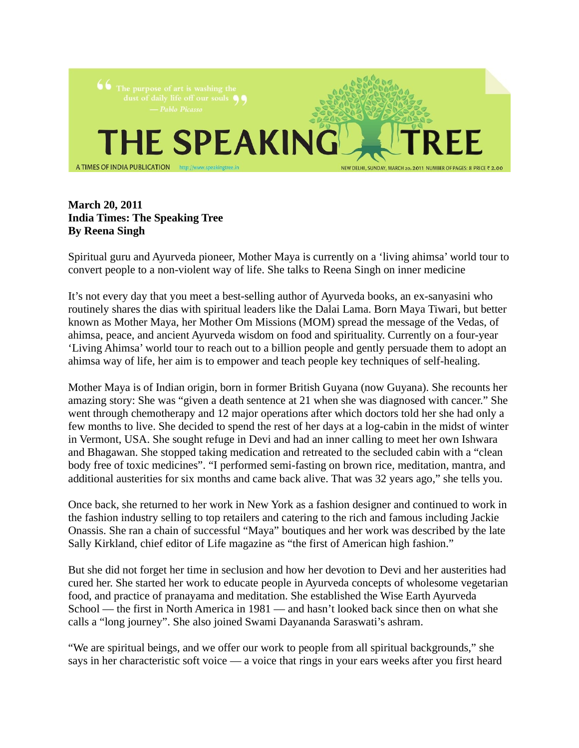> "The purpose of art is washing the dust of daily life off our souls"
> — *Pablo Picasso*

# THE SPEAKING TREE

A TIMES OF INDIA PUBLICATION http://www.speakingtree.in NEW DELHI, SUNDAY, MARCH 20, 2011 NUMBER OF PAGES: 8 PRICE ₹ 2.00

**March 20, 2011**
**India Times: The Speaking Tree**
**By Reena Singh**

Spiritual guru and Ayurveda pioneer, Mother Maya is currently on a 'living ahimsa' world tour to convert people to a non-violent way of life. She talks to Reena Singh on inner medicine

It's not every day that you meet a best-selling author of Ayurveda books, an ex-sanyasini who routinely shares the dias with spiritual leaders like the Dalai Lama. Born Maya Tiwari, but better known as Mother Maya, her Mother Om Missions (MOM) spread the message of the Vedas, of ahimsa, peace, and ancient Ayurveda wisdom on food and spirituality. Currently on a four-year 'Living Ahimsa' world tour to reach out to a billion people and gently persuade them to adopt an ahimsa way of life, her aim is to empower and teach people key techniques of self-healing.

Mother Maya is of Indian origin, born in former British Guyana (now Guyana). She recounts her amazing story: She was "given a death sentence at 21 when she was diagnosed with cancer." She went through chemotherapy and 12 major operations after which doctors told her she had only a few months to live. She decided to spend the rest of her days at a log-cabin in the midst of winter in Vermont, USA. She sought refuge in Devi and had an inner calling to meet her own Ishwara and Bhagawan. She stopped taking medication and retreated to the secluded cabin with a "clean body free of toxic medicines". "I performed semi-fasting on brown rice, meditation, mantra, and additional austerities for six months and came back alive. That was 32 years ago," she tells you.

Once back, she returned to her work in New York as a fashion designer and continued to work in the fashion industry selling to top retailers and catering to the rich and famous including Jackie Onassis. She ran a chain of successful "Maya" boutiques and her work was described by the late Sally Kirkland, chief editor of Life magazine as "the first of American high fashion."

But she did not forget her time in seclusion and how her devotion to Devi and her austerities had cured her. She started her work to educate people in Ayurveda concepts of wholesome vegetarian food, and practice of pranayama and meditation. She established the Wise Earth Ayurveda School — the first in North America in 1981 — and hasn't looked back since then on what she calls a "long journey". She also joined Swami Dayananda Saraswati's ashram.

"We are spiritual beings, and we offer our work to people from all spiritual backgrounds," she says in her characteristic soft voice — a voice that rings in your ears weeks after you first heard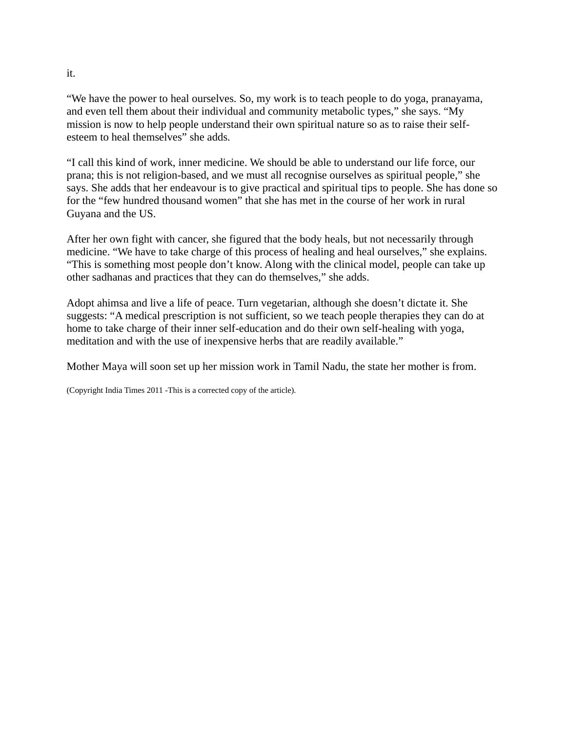it.

"We have the power to heal ourselves. So, my work is to teach people to do yoga, pranayama, and even tell them about their individual and community metabolic types," she says. "My mission is now to help people understand their own spiritual nature so as to raise their self-esteem to heal themselves" she adds.

"I call this kind of work, inner medicine. We should be able to understand our life force, our prana; this is not religion-based, and we must all recognise ourselves as spiritual people," she says. She adds that her endeavour is to give practical and spiritual tips to people. She has done so for the "few hundred thousand women" that she has met in the course of her work in rural Guyana and the US.

After her own fight with cancer, she figured that the body heals, but not necessarily through medicine. "We have to take charge of this process of healing and heal ourselves," she explains. "This is something most people don't know. Along with the clinical model, people can take up other sadhanas and practices that they can do themselves," she adds.

Adopt ahimsa and live a life of peace. Turn vegetarian, although she doesn't dictate it. She suggests: "A medical prescription is not sufficient, so we teach people therapies they can do at home to take charge of their inner self-education and do their own self-healing with yoga, meditation and with the use of inexpensive herbs that are readily available."

Mother Maya will soon set up her mission work in Tamil Nadu, the state her mother is from.

(Copyright India Times 2011 -This is a corrected copy of the article).